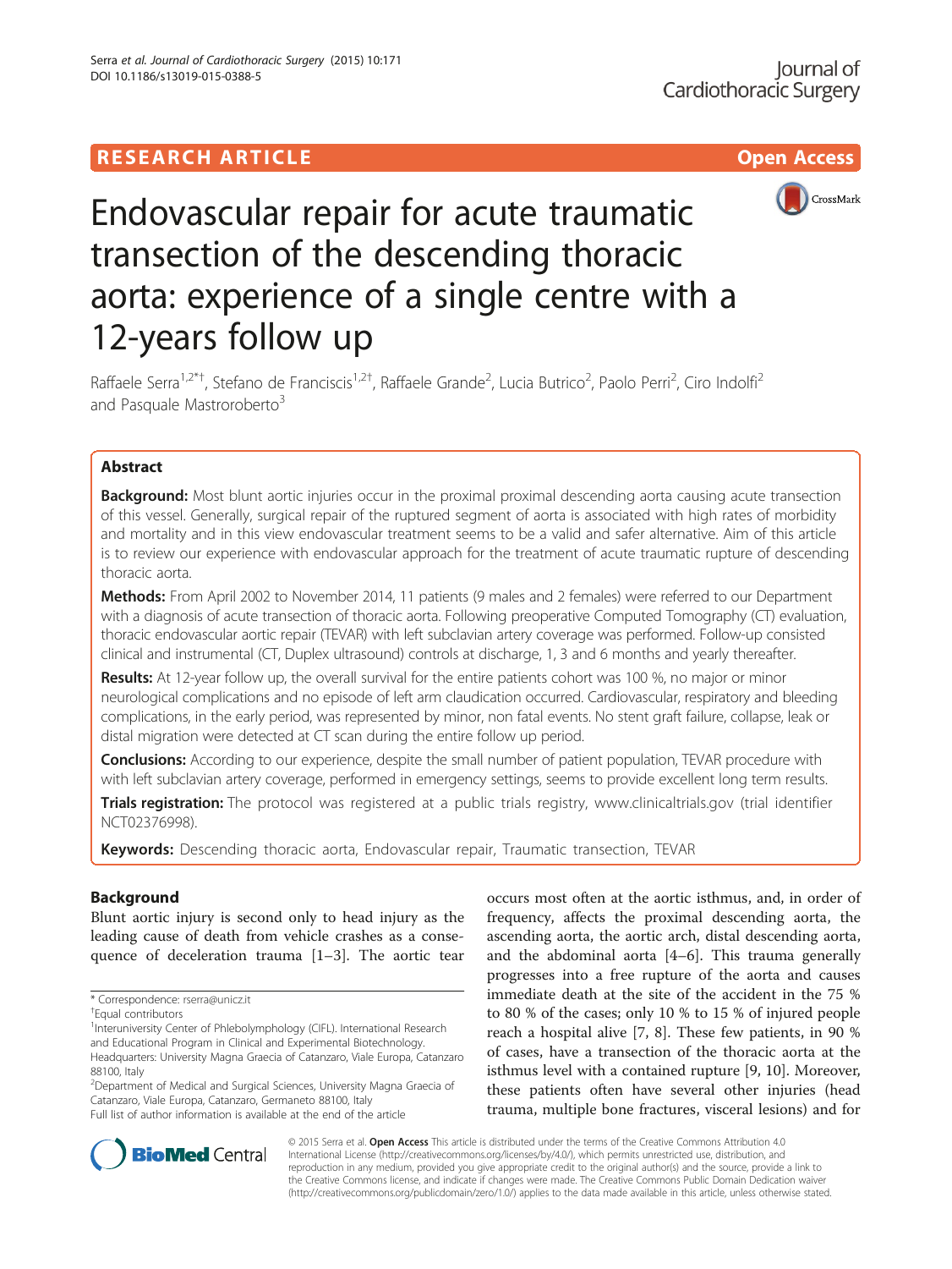RESEARCH ARTICLE

Open Access

# Endovascular repair for acute traumatic transection of the descending thoracic aorta: experience of a single centre with a 12-years follow up

Raffaele Serra[1,2*†], Stefano de Franciscis[1,2†], Raffaele Grande[2], Lucia Butrico[2], Paolo Perri[2], Ciro Indolfi[2] and Pasquale Mastroroberto[3]

## Abstract

**Background:** Most blunt aortic injuries occur in the proximal proximal descending aorta causing acute transection of this vessel. Generally, surgical repair of the ruptured segment of aorta is associated with high rates of morbidity and mortality and in this view endovascular treatment seems to be a valid and safer alternative. Aim of this article is to review our experience with endovascular approach for the treatment of acute traumatic rupture of descending thoracic aorta.

**Methods:** From April 2002 to November 2014, 11 patients (9 males and 2 females) were referred to our Department with a diagnosis of acute transection of thoracic aorta. Following preoperative Computed Tomography (CT) evaluation, thoracic endovascular aortic repair (TEVAR) with left subclavian artery coverage was performed. Follow-up consisted clinical and instrumental (CT, Duplex ultrasound) controls at discharge, 1, 3 and 6 months and yearly thereafter.

**Results:** At 12-year follow up, the overall survival for the entire patients cohort was 100 %, no major or minor neurological complications and no episode of left arm claudication occurred. Cardiovascular, respiratory and bleeding complications, in the early period, was represented by minor, non fatal events. No stent graft failure, collapse, leak or distal migration were detected at CT scan during the entire follow up period.

**Conclusions:** According to our experience, despite the small number of patient population, TEVAR procedure with with left subclavian artery coverage, performed in emergency settings, seems to provide excellent long term results.

**Trials registration:** The protocol was registered at a public trials registry, www.clinicaltrials.gov (trial identifier NCT02376998).

**Keywords:** Descending thoracic aorta, Endovascular repair, Traumatic transection, TEVAR

## Background

Blunt aortic injury is second only to head injury as the leading cause of death from vehicle crashes as a consequence of deceleration trauma [1–3]. The aortic tear occurs most often at the aortic isthmus, and, in order of frequency, affects the proximal descending aorta, the ascending aorta, the aortic arch, distal descending aorta, and the abdominal aorta [4–6]. This trauma generally progresses into a free rupture of the aorta and causes immediate death at the site of the accident in the 75 % to 80 % of the cases; only 10 % to 15 % of injured people reach a hospital alive [7, 8]. These few patients, in 90 % of cases, have a transection of the thoracic aorta at the isthmus level with a contained rupture [9, 10]. Moreover, these patients often have several other injuries (head trauma, multiple bone fractures, visceral lesions) and for

\* Correspondence: rserra@unicz.it

†Equal contributors

[1]Interuniversity Center of Phlebolymphology (CIFL). International Research and Educational Program in Clinical and Experimental Biotechnology. Headquarters: University Magna Graecia of Catanzaro, Viale Europa, Catanzaro 88100, Italy

[2]Department of Medical and Surgical Sciences, University Magna Graecia of Catanzaro, Viale Europa, Catanzaro, Germaneto 88100, Italy

Full list of author information is available at the end of the article

© 2015 Serra et al. **Open Access** This article is distributed under the terms of the Creative Commons Attribution 4.0 International License (http://creativecommons.org/licenses/by/4.0/), which permits unrestricted use, distribution, and reproduction in any medium, provided you give appropriate credit to the original author(s) and the source, provide a link to the Creative Commons license, and indicate if changes were made. The Creative Commons Public Domain Dedication waiver (http://creativecommons.org/publicdomain/zero/1.0/) applies to the data made available in this article, unless otherwise stated.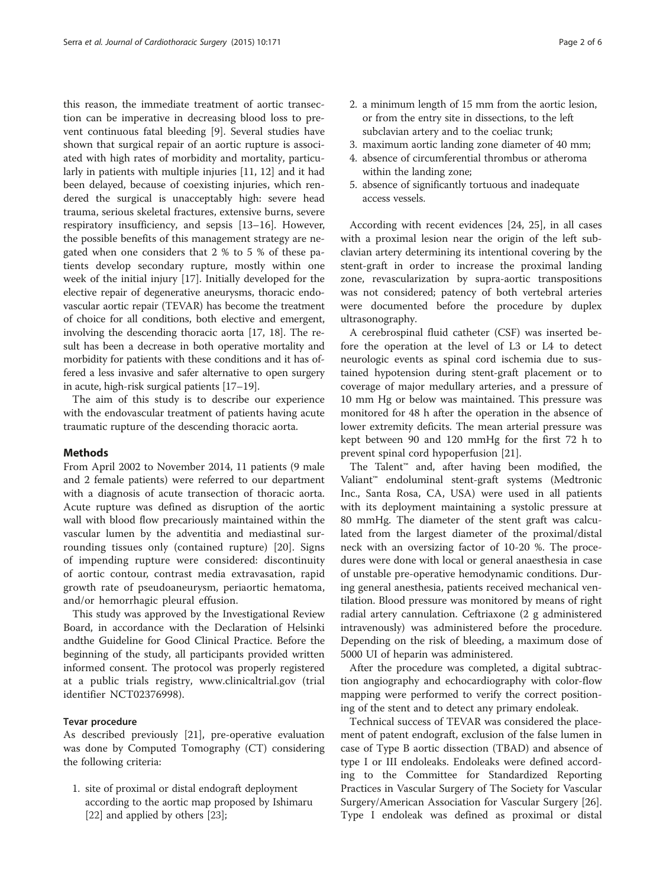this reason, the immediate treatment of aortic transection can be imperative in decreasing blood loss to prevent continuous fatal bleeding [9]. Several studies have shown that surgical repair of an aortic rupture is associated with high rates of morbidity and mortality, particularly in patients with multiple injuries [11, 12] and it had been delayed, because of coexisting injuries, which rendered the surgical is unacceptably high: severe head trauma, serious skeletal fractures, extensive burns, severe respiratory insufficiency, and sepsis [13–16]. However, the possible benefits of this management strategy are negated when one considers that 2 % to 5 % of these patients develop secondary rupture, mostly within one week of the initial injury [17]. Initially developed for the elective repair of degenerative aneurysms, thoracic endovascular aortic repair (TEVAR) has become the treatment of choice for all conditions, both elective and emergent, involving the descending thoracic aorta [17, 18]. The result has been a decrease in both operative mortality and morbidity for patients with these conditions and it has offered a less invasive and safer alternative to open surgery in acute, high-risk surgical patients [17–19].

The aim of this study is to describe our experience with the endovascular treatment of patients having acute traumatic rupture of the descending thoracic aorta.

## Methods

From April 2002 to November 2014, 11 patients (9 male and 2 female patients) were referred to our department with a diagnosis of acute transection of thoracic aorta. Acute rupture was defined as disruption of the aortic wall with blood flow precariously maintained within the vascular lumen by the adventitia and mediastinal surrounding tissues only (contained rupture) [20]. Signs of impending rupture were considered: discontinuity of aortic contour, contrast media extravasation, rapid growth rate of pseudoaneurysm, periaortic hematoma, and/or hemorrhagic pleural effusion.

This study was approved by the Investigational Review Board, in accordance with the Declaration of Helsinki andthe Guideline for Good Clinical Practice. Before the beginning of the study, all participants provided written informed consent. The protocol was properly registered at a public trials registry, www.clinicaltrial.gov (trial identifier NCT02376998).

### Tevar procedure

As described previously [21], pre-operative evaluation was done by Computed Tomography (CT) considering the following criteria:

1. site of proximal or distal endograft deployment according to the aortic map proposed by Ishimaru [22] and applied by others [23];
2. a minimum length of 15 mm from the aortic lesion, or from the entry site in dissections, to the left subclavian artery and to the coeliac trunk;
3. maximum aortic landing zone diameter of 40 mm;
4. absence of circumferential thrombus or atheroma within the landing zone;
5. absence of significantly tortuous and inadequate access vessels.

According with recent evidences [24, 25], in all cases with a proximal lesion near the origin of the left subclavian artery determining its intentional covering by the stent-graft in order to increase the proximal landing zone, revascularization by supra-aortic transpositions was not considered; patency of both vertebral arteries were documented before the procedure by duplex ultrasonography.

A cerebrospinal fluid catheter (CSF) was inserted before the operation at the level of L3 or L4 to detect neurologic events as spinal cord ischemia due to sustained hypotension during stent-graft placement or to coverage of major medullary arteries, and a pressure of 10 mm Hg or below was maintained. This pressure was monitored for 48 h after the operation in the absence of lower extremity deficits. The mean arterial pressure was kept between 90 and 120 mmHg for the first 72 h to prevent spinal cord hypoperfusion [21].

The Talent™ and, after having been modified, the Valiant™ endoluminal stent-graft systems (Medtronic Inc., Santa Rosa, CA, USA) were used in all patients with its deployment maintaining a systolic pressure at 80 mmHg. The diameter of the stent graft was calculated from the largest diameter of the proximal/distal neck with an oversizing factor of 10-20 %. The procedures were done with local or general anaesthesia in case of unstable pre-operative hemodynamic conditions. During general anesthesia, patients received mechanical ventilation. Blood pressure was monitored by means of right radial artery cannulation. Ceftriaxone (2 g administered intravenously) was administered before the procedure. Depending on the risk of bleeding, a maximum dose of 5000 UI of heparin was administered.

After the procedure was completed, a digital subtraction angiography and echocardiography with color-flow mapping were performed to verify the correct positioning of the stent and to detect any primary endoleak.

Technical success of TEVAR was considered the placement of patent endograft, exclusion of the false lumen in case of Type B aortic dissection (TBAD) and absence of type I or III endoleaks. Endoleaks were defined according to the Committee for Standardized Reporting Practices in Vascular Surgery of The Society for Vascular Surgery/American Association for Vascular Surgery [26]. Type I endoleak was defined as proximal or distal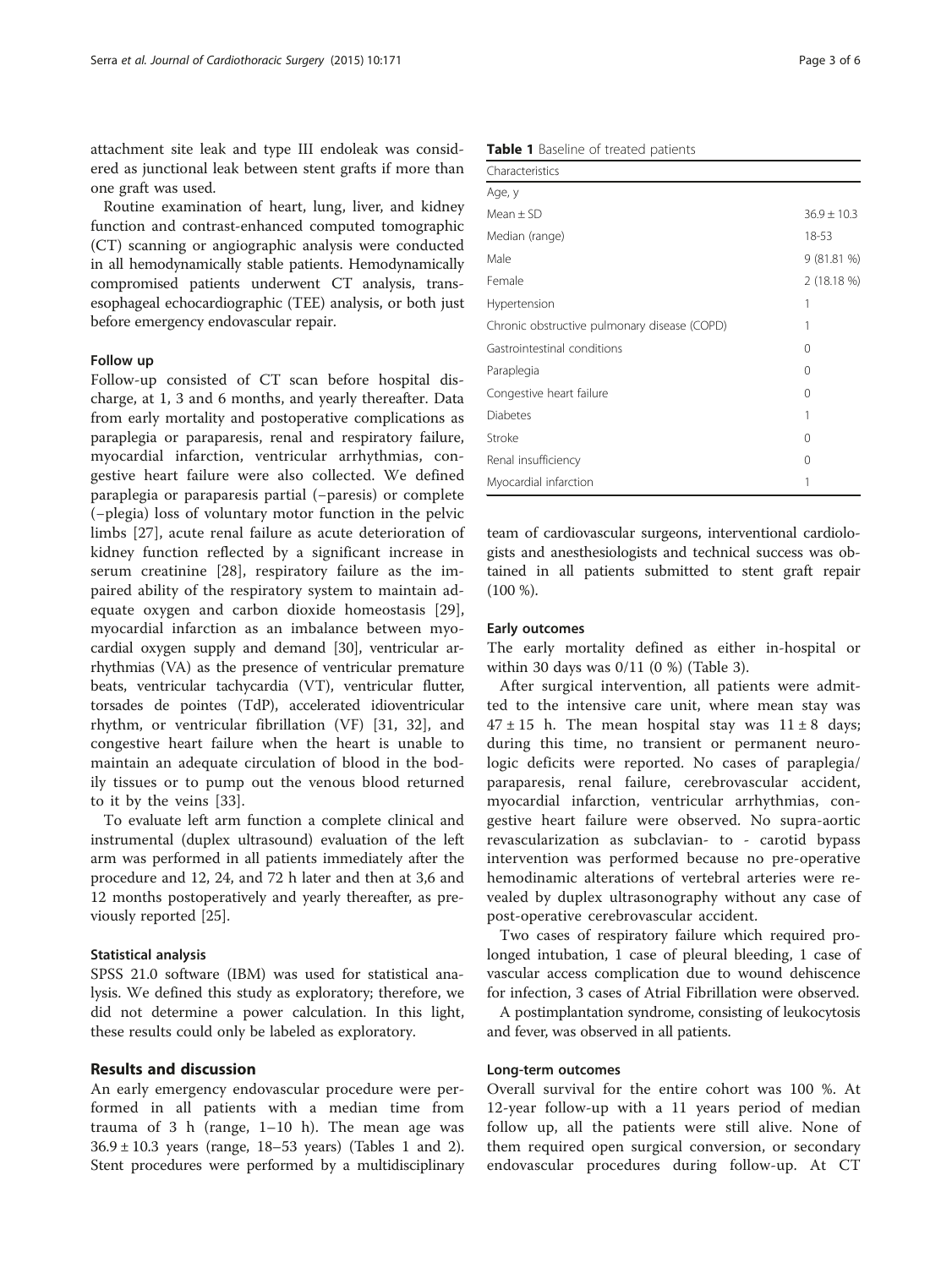attachment site leak and type III endoleak was considered as junctional leak between stent grafts if more than one graft was used.

Routine examination of heart, lung, liver, and kidney function and contrast-enhanced computed tomographic (CT) scanning or angiographic analysis were conducted in all hemodynamically stable patients. Hemodynamically compromised patients underwent CT analysis, transesophageal echocardiographic (TEE) analysis, or both just before emergency endovascular repair.

### Follow up

Follow-up consisted of CT scan before hospital discharge, at 1, 3 and 6 months, and yearly thereafter. Data from early mortality and postoperative complications as paraplegia or paraparesis, renal and respiratory failure, myocardial infarction, ventricular arrhythmias, congestive heart failure were also collected. We defined paraplegia or paraparesis partial (−paresis) or complete (−plegia) loss of voluntary motor function in the pelvic limbs [27], acute renal failure as acute deterioration of kidney function reflected by a significant increase in serum creatinine [28], respiratory failure as the impaired ability of the respiratory system to maintain adequate oxygen and carbon dioxide homeostasis [29], myocardial infarction as an imbalance between myocardial oxygen supply and demand [30], ventricular arrhythmias (VA) as the presence of ventricular premature beats, ventricular tachycardia (VT), ventricular flutter, torsades de pointes (TdP), accelerated idioventricular rhythm, or ventricular fibrillation (VF) [31, 32], and congestive heart failure when the heart is unable to maintain an adequate circulation of blood in the bodily tissues or to pump out the venous blood returned to it by the veins [33].

To evaluate left arm function a complete clinical and instrumental (duplex ultrasound) evaluation of the left arm was performed in all patients immediately after the procedure and 12, 24, and 72 h later and then at 3,6 and 12 months postoperatively and yearly thereafter, as previously reported [25].

### Statistical analysis

SPSS 21.0 software (IBM) was used for statistical analysis. We defined this study as exploratory; therefore, we did not determine a power calculation. In this light, these results could only be labeled as exploratory.

## Results and discussion

An early emergency endovascular procedure were performed in all patients with a median time from trauma of 3 h (range, 1–10 h). The mean age was 36.9 ± 10.3 years (range, 18–53 years) (Tables 1 and 2). Stent procedures were performed by a multidisciplinary team of cardiovascular surgeons, interventional cardiologists and anesthesiologists and technical success was obtained in all patients submitted to stent graft repair (100 %).

**Table 1** Baseline of treated patients

| Characteristics | |
|---|---|
| Age, y | |
| Mean ± SD | 36.9 ± 10.3 |
| Median (range) | 18-53 |
| Male | 9 (81.81 %) |
| Female | 2 (18.18 %) |
| Hypertension | 1 |
| Chronic obstructive pulmonary disease (COPD) | 1 |
| Gastrointestinal conditions | 0 |
| Paraplegia | 0 |
| Congestive heart failure | 0 |
| Diabetes | 1 |
| Stroke | 0 |
| Renal insufficiency | 0 |
| Myocardial infarction | 1 |

### Early outcomes

The early mortality defined as either in-hospital or within 30 days was 0/11 (0 %) (Table 3).

After surgical intervention, all patients were admitted to the intensive care unit, where mean stay was 47 ± 15 h. The mean hospital stay was 11 ± 8 days; during this time, no transient or permanent neurologic deficits were reported. No cases of paraplegia/paraparesis, renal failure, cerebrovascular accident, myocardial infarction, ventricular arrhythmias, congestive heart failure were observed. No supra-aortic revascularization as subclavian- to - carotid bypass intervention was performed because no pre-operative hemodinamic alterations of vertebral arteries were revealed by duplex ultrasonography without any case of post-operative cerebrovascular accident.

Two cases of respiratory failure which required prolonged intubation, 1 case of pleural bleeding, 1 case of vascular access complication due to wound dehiscence for infection, 3 cases of Atrial Fibrillation were observed.

A postimplantation syndrome, consisting of leukocytosis and fever, was observed in all patients.

### Long-term outcomes

Overall survival for the entire cohort was 100 %. At 12-year follow-up with a 11 years period of median follow up, all the patients were still alive. None of them required open surgical conversion, or secondary endovascular procedures during follow-up. At CT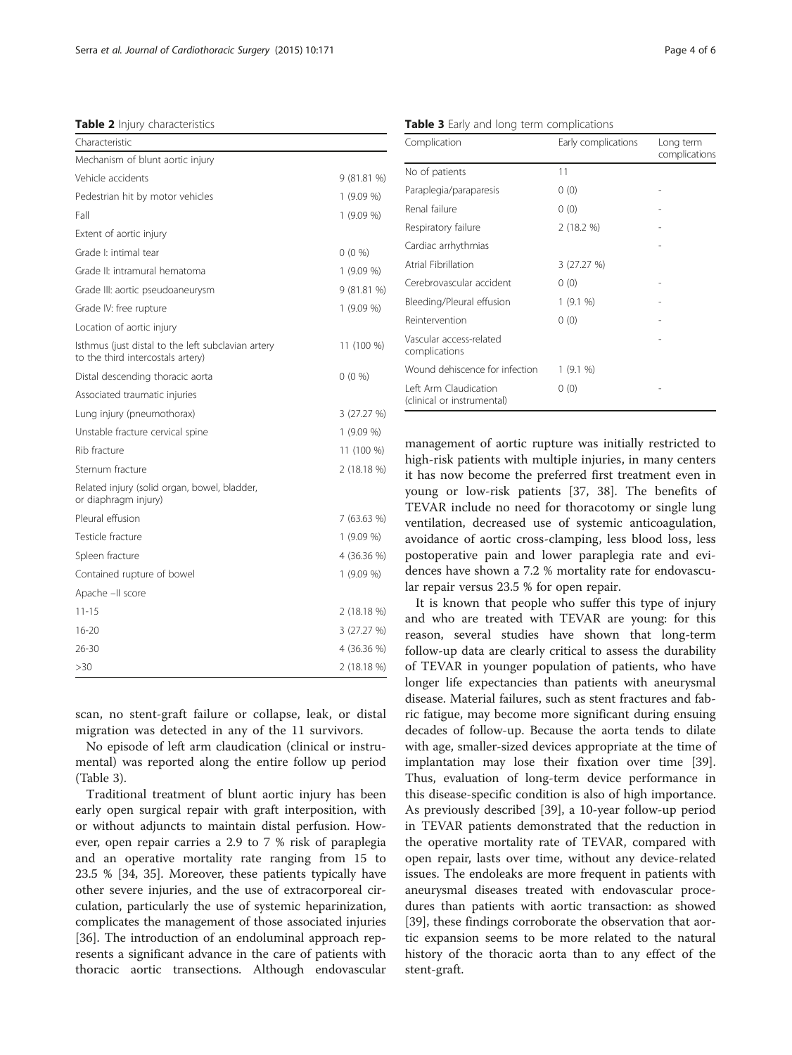**Table 2** Injury characteristics

| Characteristic | |
|---|---|
| Mechanism of blunt aortic injury | |
| Vehicle accidents | 9 (81.81 %) |
| Pedestrian hit by motor vehicles | 1 (9.09 %) |
| Fall | 1 (9.09 %) |
| Extent of aortic injury | |
| Grade I: intimal tear | 0 (0 %) |
| Grade II: intramural hematoma | 1 (9.09 %) |
| Grade III: aortic pseudoaneurysm | 9 (81.81 %) |
| Grade IV: free rupture | 1 (9.09 %) |
| Location of aortic injury | |
| Isthmus (just distal to the left subclavian artery to the third intercostals artery) | 11 (100 %) |
| Distal descending thoracic aorta | 0 (0 %) |
| Associated traumatic injuries | |
| Lung injury (pneumothorax) | 3 (27.27 %) |
| Unstable fracture cervical spine | 1 (9.09 %) |
| Rib fracture | 11 (100 %) |
| Sternum fracture | 2 (18.18 %) |
| Related injury (solid organ, bowel, bladder, or diaphragm injury) | |
| Pleural effusion | 7 (63.63 %) |
| Testicle fracture | 1 (9.09 %) |
| Spleen fracture | 4 (36.36 %) |
| Contained rupture of bowel | 1 (9.09 %) |
| Apache –II score | |
| 11-15 | 2 (18.18 %) |
| 16-20 | 3 (27.27 %) |
| 26-30 | 4 (36.36 %) |
| >30 | 2 (18.18 %) |

scan, no stent-graft failure or collapse, leak, or distal migration was detected in any of the 11 survivors.

No episode of left arm claudication (clinical or instrumental) was reported along the entire follow up period (Table 3).

Traditional treatment of blunt aortic injury has been early open surgical repair with graft interposition, with or without adjuncts to maintain distal perfusion. However, open repair carries a 2.9 to 7 % risk of paraplegia and an operative mortality rate ranging from 15 to 23.5 % [34, 35]. Moreover, these patients typically have other severe injuries, and the use of extracorporeal circulation, particularly the use of systemic heparinization, complicates the management of those associated injuries [36]. The introduction of an endoluminal approach represents a significant advance in the care of patients with thoracic aortic transections. Although endovascular

**Table 3** Early and long term complications

| Complication | Early complications | Long term complications |
|---|---|---|
| No of patients | 11 | |
| Paraplegia/paraparesis | 0 (0) | - |
| Renal failure | 0 (0) | - |
| Respiratory failure | 2 (18.2 %) | - |
| Cardiac arrhythmias | | - |
| Atrial Fibrillation | 3 (27.27 %) | |
| Cerebrovascular accident | 0 (0) | - |
| Bleeding/Pleural effusion | 1 (9.1 %) | - |
| Reintervention | 0 (0) | - |
| Vascular access-related complications | | - |
| Wound dehiscence for infection | 1 (9.1 %) | |
| Left Arm Claudication (clinical or instrumental) | 0 (0) | - |

management of aortic rupture was initially restricted to high-risk patients with multiple injuries, in many centers it has now become the preferred first treatment even in young or low-risk patients [37, 38]. The benefits of TEVAR include no need for thoracotomy or single lung ventilation, decreased use of systemic anticoagulation, avoidance of aortic cross-clamping, less blood loss, less postoperative pain and lower paraplegia rate and evidences have shown a 7.2 % mortality rate for endovascular repair versus 23.5 % for open repair.

It is known that people who suffer this type of injury and who are treated with TEVAR are young: for this reason, several studies have shown that long-term follow-up data are clearly critical to assess the durability of TEVAR in younger population of patients, who have longer life expectancies than patients with aneurysmal disease. Material failures, such as stent fractures and fabric fatigue, may become more significant during ensuing decades of follow-up. Because the aorta tends to dilate with age, smaller-sized devices appropriate at the time of implantation may lose their fixation over time [39]. Thus, evaluation of long-term device performance in this disease-specific condition is also of high importance. As previously described [39], a 10-year follow-up period in TEVAR patients demonstrated that the reduction in the operative mortality rate of TEVAR, compared with open repair, lasts over time, without any device-related issues. The endoleaks are more frequent in patients with aneurysmal diseases treated with endovascular procedures than patients with aortic transaction: as showed [39], these findings corroborate the observation that aortic expansion seems to be more related to the natural history of the thoracic aorta than to any effect of the stent-graft.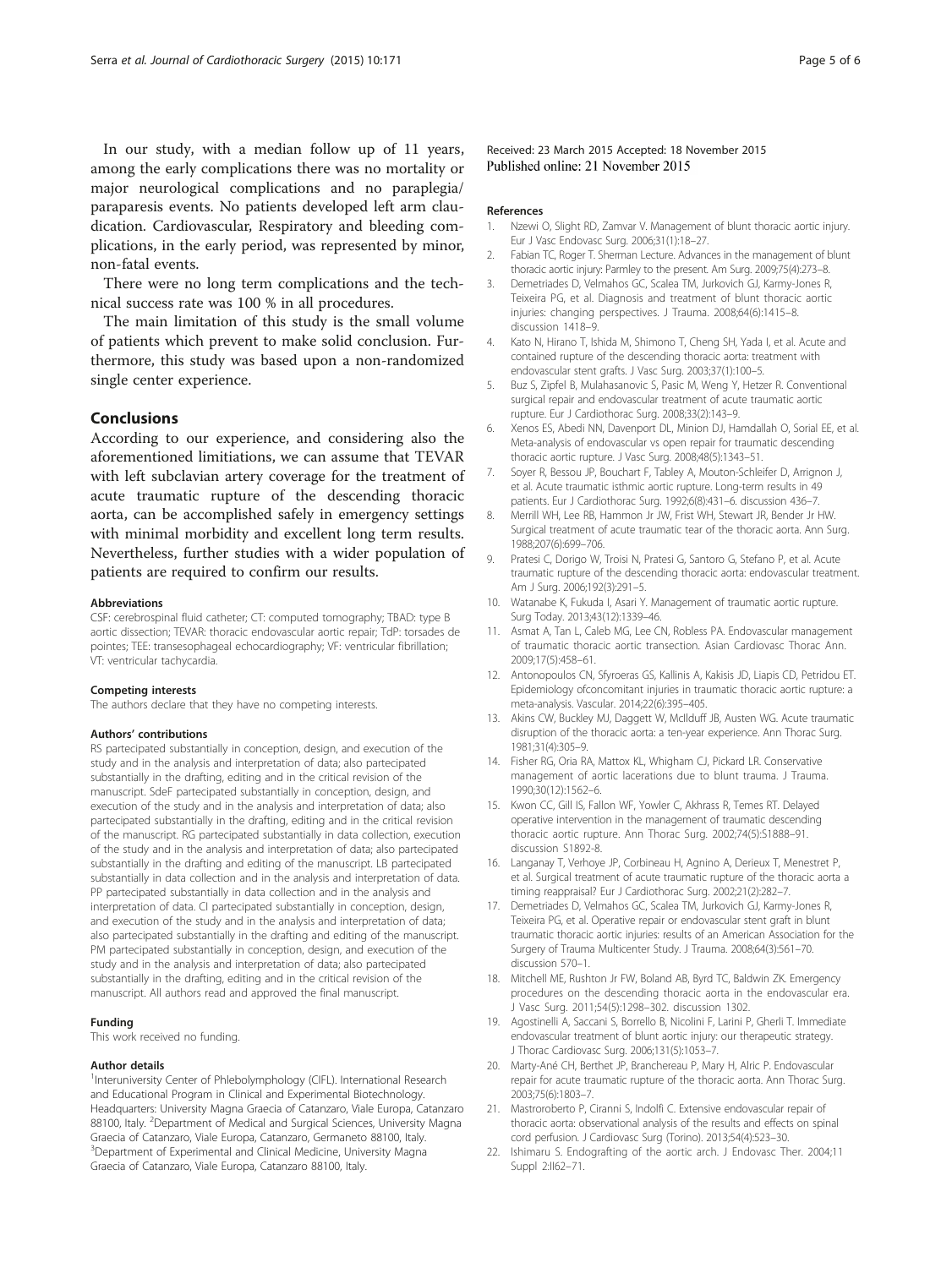In our study, with a median follow up of 11 years, among the early complications there was no mortality or major neurological complications and no paraplegia/paraparesis events. No patients developed left arm claudication. Cardiovascular, Respiratory and bleeding complications, in the early period, was represented by minor, non-fatal events.

There were no long term complications and the technical success rate was 100 % in all procedures.

The main limitation of this study is the small volume of patients which prevent to make solid conclusion. Furthermore, this study was based upon a non-randomized single center experience.

## Conclusions

According to our experience, and considering also the aforementioned limitiations, we can assume that TEVAR with left subclavian artery coverage for the treatment of acute traumatic rupture of the descending thoracic aorta, can be accomplished safely in emergency settings with minimal morbidity and excellent long term results. Nevertheless, further studies with a wider population of patients are required to confirm our results.

#### Abbreviations

CSF: cerebrospinal fluid catheter; CT: computed tomography; TBAD: type B aortic dissection; TEVAR: thoracic endovascular aortic repair; TdP: torsades de pointes; TEE: transesophageal echocardiography; VF: ventricular fibrillation; VT: ventricular tachycardia.

#### Competing interests

The authors declare that they have no competing interests.

#### Authors' contributions

RS partecipated substantially in conception, design, and execution of the study and in the analysis and interpretation of data; also partecipated substantially in the drafting, editing and in the critical revision of the manuscript. SdeF partecipated substantially in conception, design, and execution of the study and in the analysis and interpretation of data; also partecipated substantially in the drafting, editing and in the critical revision of the manuscript. RG partecipated substantially in data collection, execution of the study and in the analysis and interpretation of data; also partecipated substantially in the drafting and editing of the manuscript. LB partecipated substantially in data collection and in the analysis and interpretation of data. PP partecipated substantially in data collection and in the analysis and interpretation of data. CI partecipated substantially in conception, design, and execution of the study and in the analysis and interpretation of data; also partecipated substantially in the drafting and editing of the manuscript. PM partecipated substantially in conception, design, and execution of the study and in the analysis and interpretation of data; also partecipated substantially in the drafting, editing and in the critical revision of the manuscript. All authors read and approved the final manuscript.

#### Funding

This work received no funding.

#### Author details

[1]Interuniversity Center of Phlebolymphology (CIFL). International Research and Educational Program in Clinical and Experimental Biotechnology. Headquarters: University Magna Graecia of Catanzaro, Viale Europa, Catanzaro 88100, Italy. [2]Department of Medical and Surgical Sciences, University Magna Graecia of Catanzaro, Viale Europa, Catanzaro, Germaneto 88100, Italy. [3]Department of Experimental and Clinical Medicine, University Magna Graecia of Catanzaro, Viale Europa, Catanzaro 88100, Italy.

Received: 23 March 2015 Accepted: 18 November 2015
Published online: 21 November 2015

#### References

1. Nzewi O, Slight RD, Zamvar V. Management of blunt thoracic aortic injury. Eur J Vasc Endovasc Surg. 2006;31(1):18–27.
2. Fabian TC, Roger T. Sherman Lecture. Advances in the management of blunt thoracic aortic injury: Parmley to the present. Am Surg. 2009;75(4):273–8.
3. Demetriades D, Velmahos GC, Scalea TM, Jurkovich GJ, Karmy-Jones R, Teixeira PG, et al. Diagnosis and treatment of blunt thoracic aortic injuries: changing perspectives. J Trauma. 2008;64(6):1415–8. discussion 1418–9.
4. Kato N, Hirano T, Ishida M, Shimono T, Cheng SH, Yada I, et al. Acute and contained rupture of the descending thoracic aorta: treatment with endovascular stent grafts. J Vasc Surg. 2003;37(1):100–5.
5. Buz S, Zipfel B, Mulahasanovic S, Pasic M, Weng Y, Hetzer R. Conventional surgical repair and endovascular treatment of acute traumatic aortic rupture. Eur J Cardiothorac Surg. 2008;33(2):143–9.
6. Xenos ES, Abedi NN, Davenport DL, Minion DJ, Hamdallah O, Sorial EE, et al. Meta-analysis of endovascular vs open repair for traumatic descending thoracic aortic rupture. J Vasc Surg. 2008;48(5):1343–51.
7. Soyer R, Bessou JP, Bouchart F, Tabley A, Mouton-Schleifer D, Arrignon J, et al. Acute traumatic isthmic aortic rupture. Long-term results in 49 patients. Eur J Cardiothorac Surg. 1992;6(8):431–6. discussion 436–7.
8. Merrill WH, Lee RB, Hammon Jr JW, Frist WH, Stewart JR, Bender Jr HW. Surgical treatment of acute traumatic tear of the thoracic aorta. Ann Surg. 1988;207(6):699–706.
9. Pratesi C, Dorigo W, Troisi N, Pratesi G, Santoro G, Stefano P, et al. Acute traumatic rupture of the descending thoracic aorta: endovascular treatment. Am J Surg. 2006;192(3):291–5.
10. Watanabe K, Fukuda I, Asari Y. Management of traumatic aortic rupture. Surg Today. 2013;43(12):1339–46.
11. Asmat A, Tan L, Caleb MG, Lee CN, Robless PA. Endovascular management of traumatic thoracic aortic transection. Asian Cardiovasc Thorac Ann. 2009;17(5):458–61.
12. Antonopoulos CN, Sfyroeras GS, Kallinis A, Kakisis JD, Liapis CD, Petridou ET. Epidemiology ofconcomitant injuries in traumatic thoracic aortic rupture: a meta-analysis. Vascular. 2014;22(6):395–405.
13. Akins CW, Buckley MJ, Daggett W, McIlduff JB, Austen WG. Acute traumatic disruption of the thoracic aorta: a ten-year experience. Ann Thorac Surg. 1981;31(4):305–9.
14. Fisher RG, Oria RA, Mattox KL, Whigham CJ, Pickard LR. Conservative management of aortic lacerations due to blunt trauma. J Trauma. 1990;30(12):1562–6.
15. Kwon CC, Gill IS, Fallon WF, Yowler C, Akhrass R, Temes RT. Delayed operative intervention in the management of traumatic descending thoracic aortic rupture. Ann Thorac Surg. 2002;74(5):S1888–91. discussion S1892-8.
16. Langanay T, Verhoye JP, Corbineau H, Agnino A, Derieux T, Menestret P, et al. Surgical treatment of acute traumatic rupture of the thoracic aorta a timing reappraisal? Eur J Cardiothorac Surg. 2002;21(2):282–7.
17. Demetriades D, Velmahos GC, Scalea TM, Jurkovich GJ, Karmy-Jones R, Teixeira PG, et al. Operative repair or endovascular stent graft in blunt traumatic thoracic aortic injuries: results of an American Association for the Surgery of Trauma Multicenter Study. J Trauma. 2008;64(3):561–70. discussion 570–1.
18. Mitchell ME, Rushton Jr FW, Boland AB, Byrd TC, Baldwin ZK. Emergency procedures on the descending thoracic aorta in the endovascular era. J Vasc Surg. 2011;54(5):1298–302. discussion 1302.
19. Agostinelli A, Saccani S, Borrello B, Nicolini F, Larini P, Gherli T. Immediate endovascular treatment of blunt aortic injury: our therapeutic strategy. J Thorac Cardiovasc Surg. 2006;131(5):1053–7.
20. Marty-Ané CH, Berthet JP, Branchereau P, Mary H, Alric P. Endovascular repair for acute traumatic rupture of the thoracic aorta. Ann Thorac Surg. 2003;75(6):1803–7.
21. Mastroroberto P, Ciranni S, Indolfi C. Extensive endovascular repair of thoracic aorta: observational analysis of the results and effects on spinal cord perfusion. J Cardiovasc Surg (Torino). 2013;54(4):523–30.
22. Ishimaru S. Endografting of the aortic arch. J Endovasc Ther. 2004;11 Suppl 2:II62–71.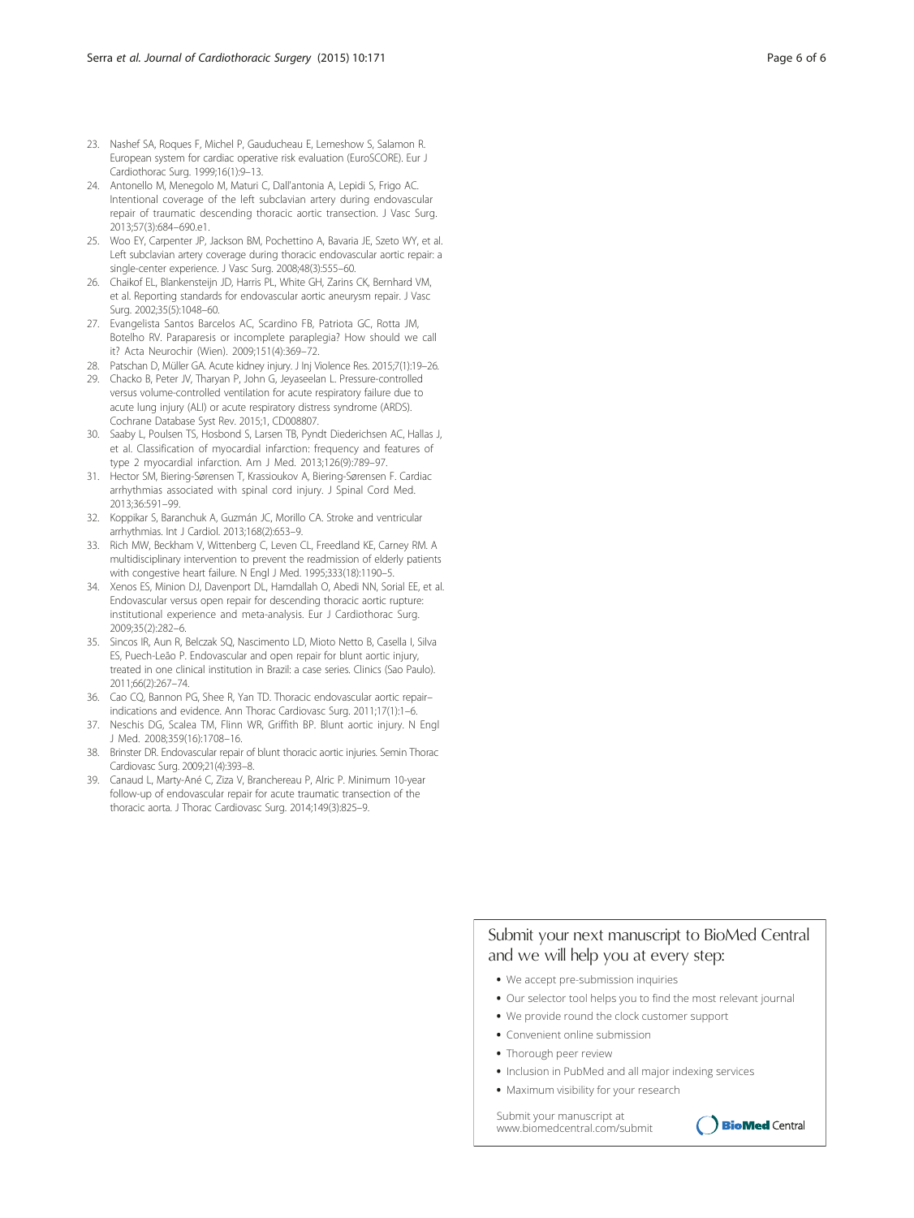23. Nashef SA, Roques F, Michel P, Gauducheau E, Lemeshow S, Salamon R. European system for cardiac operative risk evaluation (EuroSCORE). Eur J Cardiothorac Surg. 1999;16(1):9–13.
24. Antonello M, Menegolo M, Maturi C, Dall'antonia A, Lepidi S, Frigo AC. Intentional coverage of the left subclavian artery during endovascular repair of traumatic descending thoracic aortic transection. J Vasc Surg. 2013;57(3):684–690.e1.
25. Woo EY, Carpenter JP, Jackson BM, Pochettino A, Bavaria JE, Szeto WY, et al. Left subclavian artery coverage during thoracic endovascular aortic repair: a single-center experience. J Vasc Surg. 2008;48(3):555–60.
26. Chaikof EL, Blankensteijn JD, Harris PL, White GH, Zarins CK, Bernhard VM, et al. Reporting standards for endovascular aortic aneurysm repair. J Vasc Surg. 2002;35(5):1048–60.
27. Evangelista Santos Barcelos AC, Scardino FB, Patriota GC, Rotta JM, Botelho RV. Paraparesis or incomplete paraplegia? How should we call it? Acta Neurochir (Wien). 2009;151(4):369–72.
28. Patschan D, Müller GA. Acute kidney injury. J Inj Violence Res. 2015;7(1):19–26.
29. Chacko B, Peter JV, Tharyan P, John G, Jeyaseelan L. Pressure-controlled versus volume-controlled ventilation for acute respiratory failure due to acute lung injury (ALI) or acute respiratory distress syndrome (ARDS). Cochrane Database Syst Rev. 2015;1, CD008807.
30. Saaby L, Poulsen TS, Hosbond S, Larsen TB, Pyndt Diederichsen AC, Hallas J, et al. Classification of myocardial infarction: frequency and features of type 2 myocardial infarction. Am J Med. 2013;126(9):789–97.
31. Hector SM, Biering-Sørensen T, Krassioukov A, Biering-Sørensen F. Cardiac arrhythmias associated with spinal cord injury. J Spinal Cord Med. 2013;36:591–99.
32. Koppikar S, Baranchuk A, Guzmán JC, Morillo CA. Stroke and ventricular arrhythmias. Int J Cardiol. 2013;168(2):653–9.
33. Rich MW, Beckham V, Wittenberg C, Leven CL, Freedland KE, Carney RM. A multidisciplinary intervention to prevent the readmission of elderly patients with congestive heart failure. N Engl J Med. 1995;333(18):1190–5.
34. Xenos ES, Minion DJ, Davenport DL, Hamdallah O, Abedi NN, Sorial EE, et al. Endovascular versus open repair for descending thoracic aortic rupture: institutional experience and meta-analysis. Eur J Cardiothorac Surg. 2009;35(2):282–6.
35. Sincos IR, Aun R, Belczak SQ, Nascimento LD, Mioto Netto B, Casella I, Silva ES, Puech-Leão P. Endovascular and open repair for blunt aortic injury, treated in one clinical institution in Brazil: a case series. Clinics (Sao Paulo). 2011;66(2):267–74.
36. Cao CQ, Bannon PG, Shee R, Yan TD. Thoracic endovascular aortic repair–indications and evidence. Ann Thorac Cardiovasc Surg. 2011;17(1):1–6.
37. Neschis DG, Scalea TM, Flinn WR, Griffith BP. Blunt aortic injury. N Engl J Med. 2008;359(16):1708–16.
38. Brinster DR. Endovascular repair of blunt thoracic aortic injuries. Semin Thorac Cardiovasc Surg. 2009;21(4):393–8.
39. Canaud L, Marty-Ané C, Ziza V, Branchereau P, Alric P. Minimum 10-year follow-up of endovascular repair for acute traumatic transection of the thoracic aorta. J Thorac Cardiovasc Surg. 2014;149(3):825–9.

Submit your next manuscript to BioMed Central and we will help you at every step:

- We accept pre-submission inquiries
- Our selector tool helps you to find the most relevant journal
- We provide round the clock customer support
- Convenient online submission
- Thorough peer review
- Inclusion in PubMed and all major indexing services
- Maximum visibility for your research

Submit your manuscript at www.biomedcentral.com/submit

BioMed Central